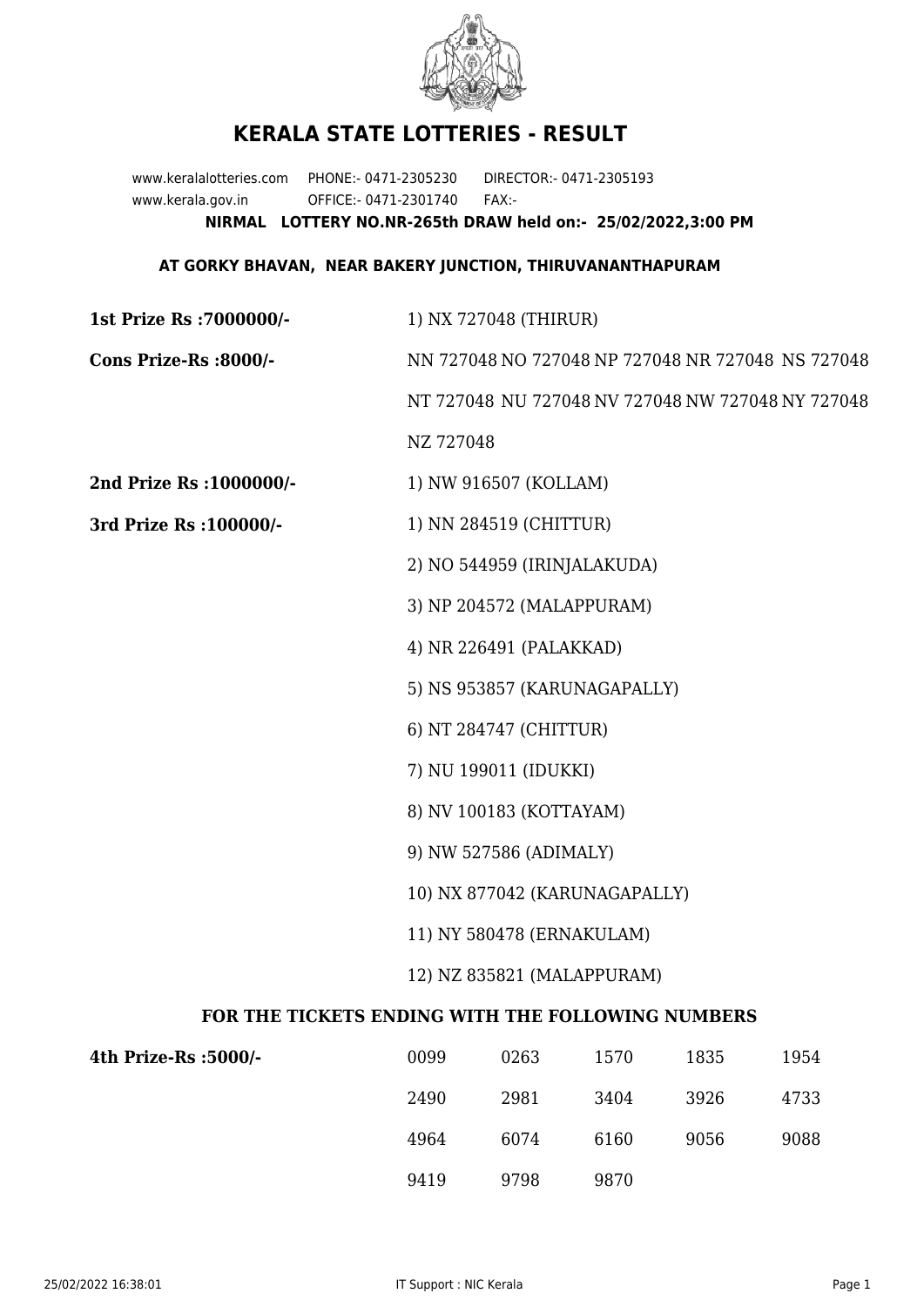# KERALA STATE LOTTERIES - RESULT

www.keralalotteries.com PHONE:- 0471-2305230 DIRECTOR:- 0471-2305193
www.kerala.gov.in OFFICE:- 0471-2301740 FAX:-

**NIRMAL LOTTERY NO.NR-265th DRAW held on:- 25/02/2022,3:00 PM**

**AT GORKY BHAVAN, NEAR BAKERY JUNCTION, THIRUVANANTHAPURAM**

**1st Prize Rs :7000000/-** 1) NX 727048 (THIRUR)

**Cons Prize-Rs :8000/-** NN 727048 NO 727048 NP 727048 NR 727048 NS 727048 NT 727048 NU 727048 NV 727048 NW 727048 NY 727048 NZ 727048

**2nd Prize Rs :1000000/-** 1) NW 916507 (KOLLAM)

**3rd Prize Rs :100000/-**
1) NN 284519 (CHITTUR)
2) NO 544959 (IRINJALAKUDA)
3) NP 204572 (MALAPPURAM)
4) NR 226491 (PALAKKAD)
5) NS 953857 (KARUNAGAPALLY)
6) NT 284747 (CHITTUR)
7) NU 199011 (IDUKKI)
8) NV 100183 (KOTTAYAM)
9) NW 527586 (ADIMALY)
10) NX 877042 (KARUNAGAPALLY)
11) NY 580478 (ERNAKULAM)
12) NZ 835821 (MALAPPURAM)

### FOR THE TICKETS ENDING WITH THE FOLLOWING NUMBERS

**4th Prize-Rs :5000/-**

| | | | | |
|---|---|---|---|---|
| 0099 | 0263 | 1570 | 1835 | 1954 |
| 2490 | 2981 | 3404 | 3926 | 4733 |
| 4964 | 6074 | 6160 | 9056 | 9088 |
| 9419 | 9798 | 9870 | | |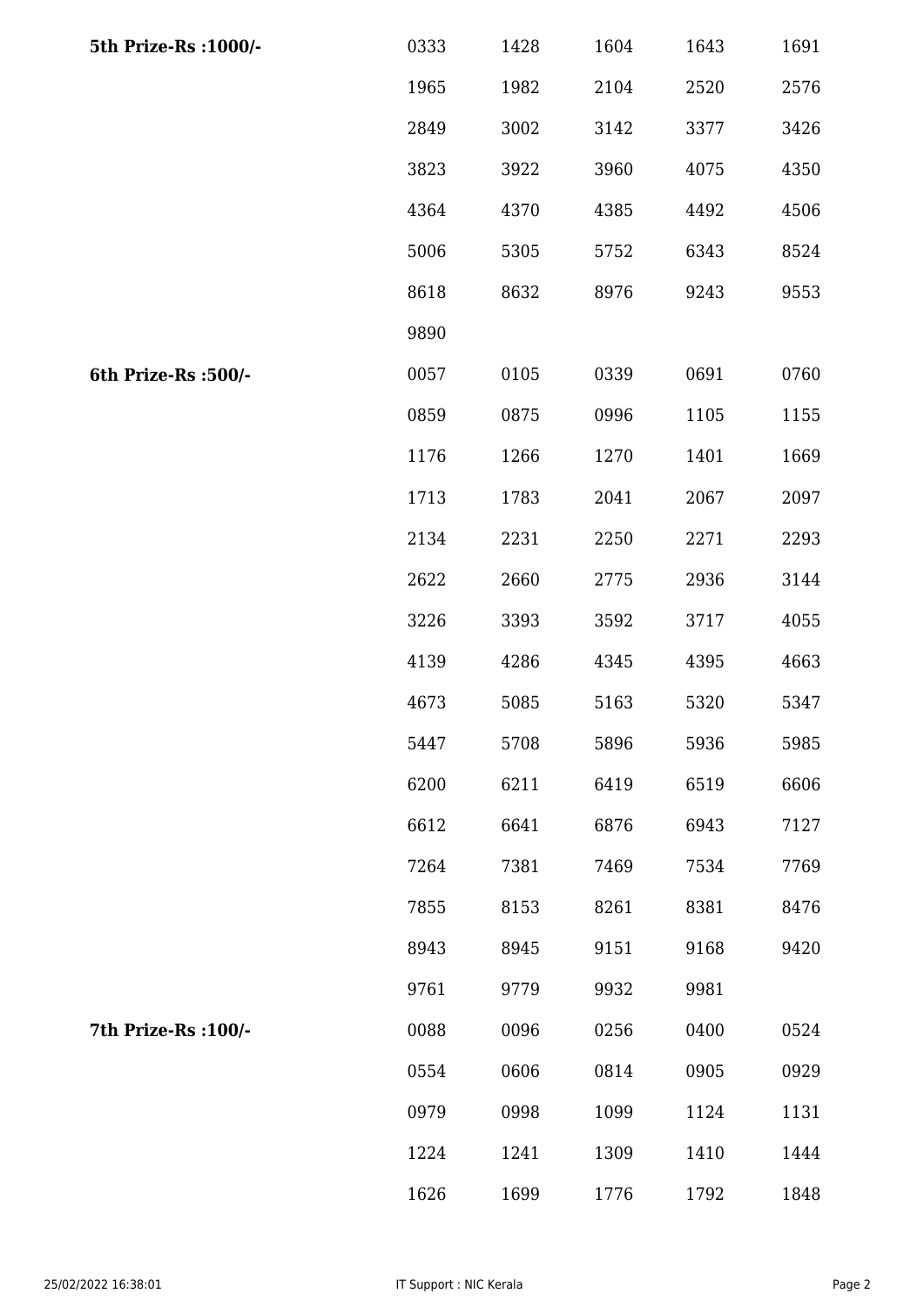| | | | | | |
|---|---|---|---|---|---|
| **5th Prize-Rs :1000/-** | 0333 | 1428 | 1604 | 1643 | 1691 |
| | 1965 | 1982 | 2104 | 2520 | 2576 |
| | 2849 | 3002 | 3142 | 3377 | 3426 |
| | 3823 | 3922 | 3960 | 4075 | 4350 |
| | 4364 | 4370 | 4385 | 4492 | 4506 |
| | 5006 | 5305 | 5752 | 6343 | 8524 |
| | 8618 | 8632 | 8976 | 9243 | 9553 |
| | 9890 | | | | |
| **6th Prize-Rs :500/-** | 0057 | 0105 | 0339 | 0691 | 0760 |
| | 0859 | 0875 | 0996 | 1105 | 1155 |
| | 1176 | 1266 | 1270 | 1401 | 1669 |
| | 1713 | 1783 | 2041 | 2067 | 2097 |
| | 2134 | 2231 | 2250 | 2271 | 2293 |
| | 2622 | 2660 | 2775 | 2936 | 3144 |
| | 3226 | 3393 | 3592 | 3717 | 4055 |
| | 4139 | 4286 | 4345 | 4395 | 4663 |
| | 4673 | 5085 | 5163 | 5320 | 5347 |
| | 5447 | 5708 | 5896 | 5936 | 5985 |
| | 6200 | 6211 | 6419 | 6519 | 6606 |
| | 6612 | 6641 | 6876 | 6943 | 7127 |
| | 7264 | 7381 | 7469 | 7534 | 7769 |
| | 7855 | 8153 | 8261 | 8381 | 8476 |
| | 8943 | 8945 | 9151 | 9168 | 9420 |
| | 9761 | 9779 | 9932 | 9981 | |
| **7th Prize-Rs :100/-** | 0088 | 0096 | 0256 | 0400 | 0524 |
| | 0554 | 0606 | 0814 | 0905 | 0929 |
| | 0979 | 0998 | 1099 | 1124 | 1131 |
| | 1224 | 1241 | 1309 | 1410 | 1444 |
| | 1626 | 1699 | 1776 | 1792 | 1848 |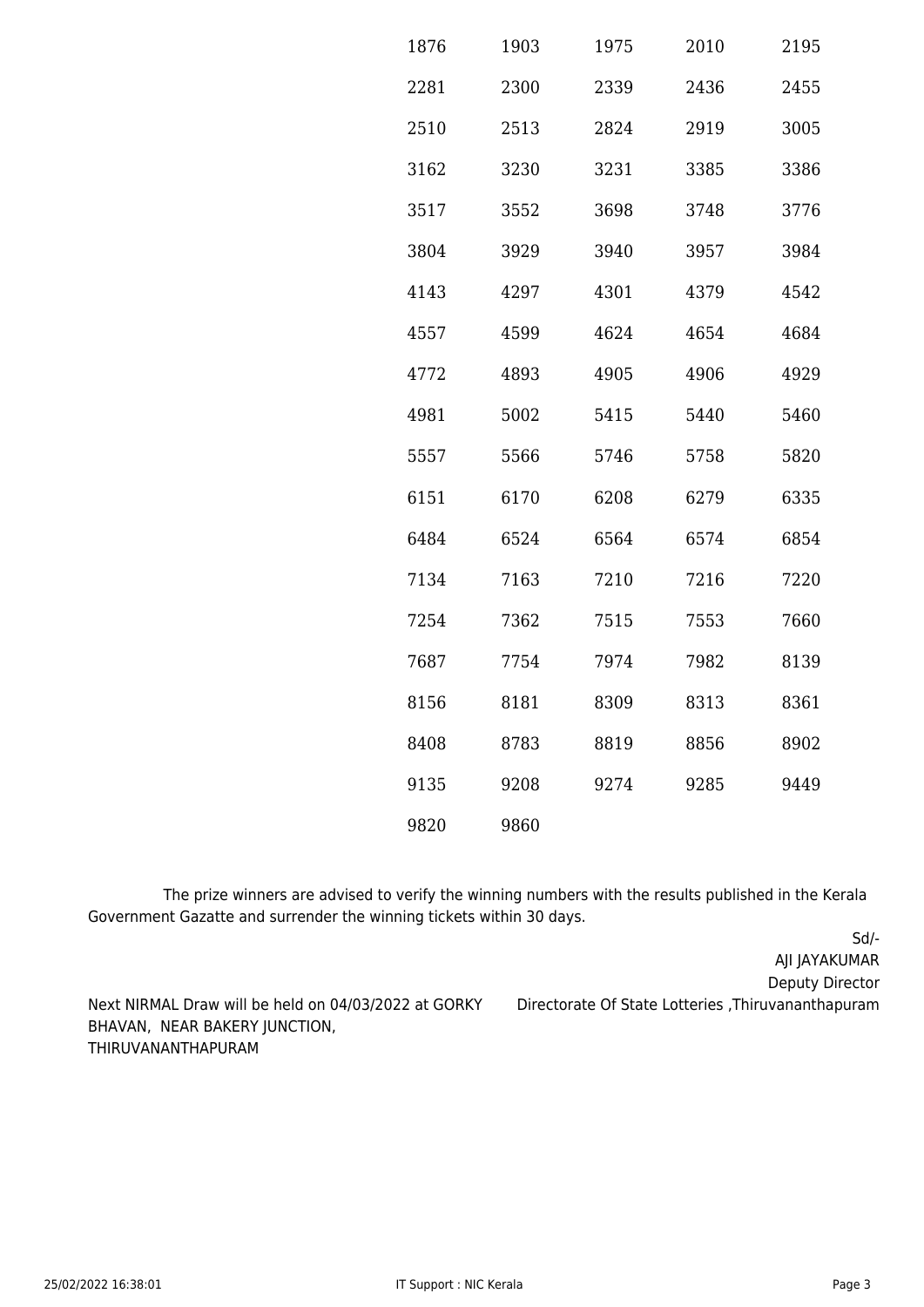| | | | | |
|---|---|---|---|---|
| 1876 | 1903 | 1975 | 2010 | 2195 |
| 2281 | 2300 | 2339 | 2436 | 2455 |
| 2510 | 2513 | 2824 | 2919 | 3005 |
| 3162 | 3230 | 3231 | 3385 | 3386 |
| 3517 | 3552 | 3698 | 3748 | 3776 |
| 3804 | 3929 | 3940 | 3957 | 3984 |
| 4143 | 4297 | 4301 | 4379 | 4542 |
| 4557 | 4599 | 4624 | 4654 | 4684 |
| 4772 | 4893 | 4905 | 4906 | 4929 |
| 4981 | 5002 | 5415 | 5440 | 5460 |
| 5557 | 5566 | 5746 | 5758 | 5820 |
| 6151 | 6170 | 6208 | 6279 | 6335 |
| 6484 | 6524 | 6564 | 6574 | 6854 |
| 7134 | 7163 | 7210 | 7216 | 7220 |
| 7254 | 7362 | 7515 | 7553 | 7660 |
| 7687 | 7754 | 7974 | 7982 | 8139 |
| 8156 | 8181 | 8309 | 8313 | 8361 |
| 8408 | 8783 | 8819 | 8856 | 8902 |
| 9135 | 9208 | 9274 | 9285 | 9449 |
| 9820 | 9860 | | | |

The prize winners are advised to verify the winning numbers with the results published in the Kerala Government Gazatte and surrender the winning tickets within 30 days.

Sd/-
AJI JAYAKUMAR
Deputy Director
Directorate Of State Lotteries ,Thiruvananthapuram

Next NIRMAL Draw will be held on 04/03/2022 at GORKY BHAVAN, NEAR BAKERY JUNCTION, THIRUVANANTHAPURAM

25/02/2022 16:38:01 IT Support : NIC Kerala